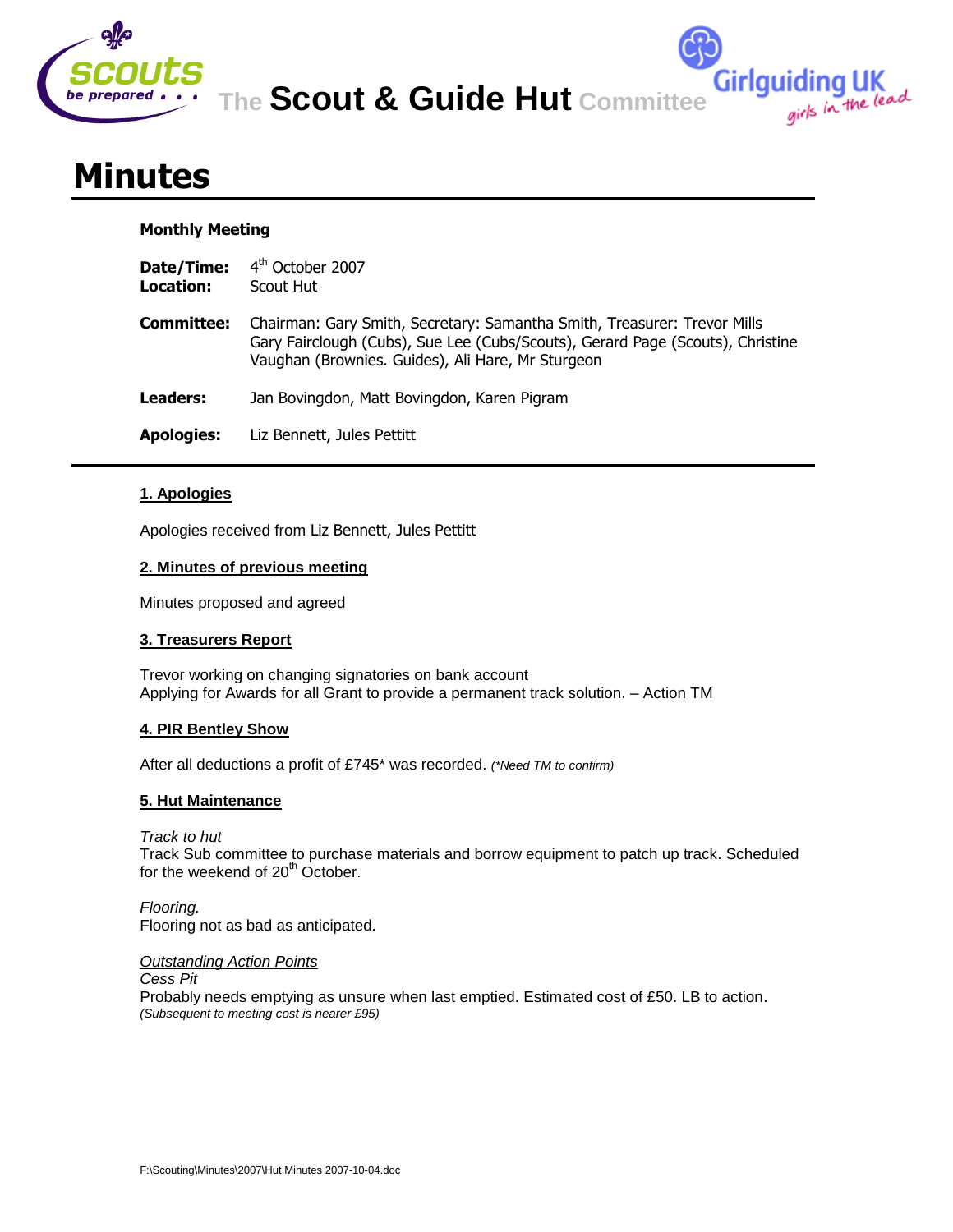The **Scout & Guide Hut** Committee

# Minutes

**Monthly Meeting**

**Date/Time:** 4th October 2007
**Location:** Scout Hut

**Committee:** Chairman: Gary Smith, Secretary: Samantha Smith, Treasurer: Trevor Mills
Gary Fairclough (Cubs), Sue Lee (Cubs/Scouts), Gerard Page (Scouts), Christine Vaughan (Brownies. Guides), Ali Hare, Mr Sturgeon

**Leaders:** Jan Bovingdon, Matt Bovingdon, Karen Pigram

**Apologies:** Liz Bennett, Jules Pettitt

---

### 1. Apologies

Apologies received from Liz Bennett, Jules Pettitt

### 2. Minutes of previous meeting

Minutes proposed and agreed

### 3. Treasurers Report

Trevor working on changing signatories on bank account
Applying for Awards for all Grant to provide a permanent track solution. – Action TM

### 4. PIR Bentley Show

After all deductions a profit of £745* was recorded. *(*Need TM to confirm)*

### 5. Hut Maintenance

*Track to hut*
Track Sub committee to purchase materials and borrow equipment to patch up track. Scheduled for the weekend of 20th October.

*Flooring.*
Flooring not as bad as anticipated.

*Outstanding Action Points*
*Cess Pit*
Probably needs emptying as unsure when last emptied. Estimated cost of £50. LB to action.
*(Subsequent to meeting cost is nearer £95)*

F:\Scouting\Minutes\2007\Hut Minutes 2007-10-04.doc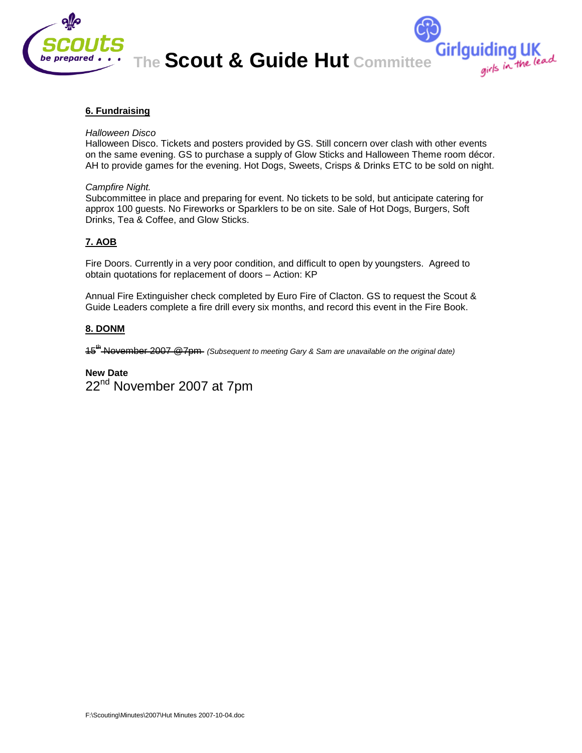### 6. Fundraising

*Halloween Disco*

Halloween Disco. Tickets and posters provided by GS. Still concern over clash with other events on the same evening. GS to purchase a supply of Glow Sticks and Halloween Theme room décor. AH to provide games for the evening. Hot Dogs, Sweets, Crisps & Drinks ETC to be sold on night.

*Campfire Night.*

Subcommittee in place and preparing for event. No tickets to be sold, but anticipate catering for approx 100 guests. No Fireworks or Sparklers to be on site. Sale of Hot Dogs, Burgers, Soft Drinks, Tea & Coffee, and Glow Sticks.

### 7. AOB

Fire Doors. Currently in a very poor condition, and difficult to open by youngsters. Agreed to obtain quotations for replacement of doors – Action: KP

Annual Fire Extinguisher check completed by Euro Fire of Clacton. GS to request the Scout & Guide Leaders complete a fire drill every six months, and record this event in the Fire Book.

### 8. DONM

~~15th November 2007 @7pm~~ *(Subsequent to meeting Gary & Sam are unavailable on the original date)*

**New Date**

22nd November 2007 at 7pm